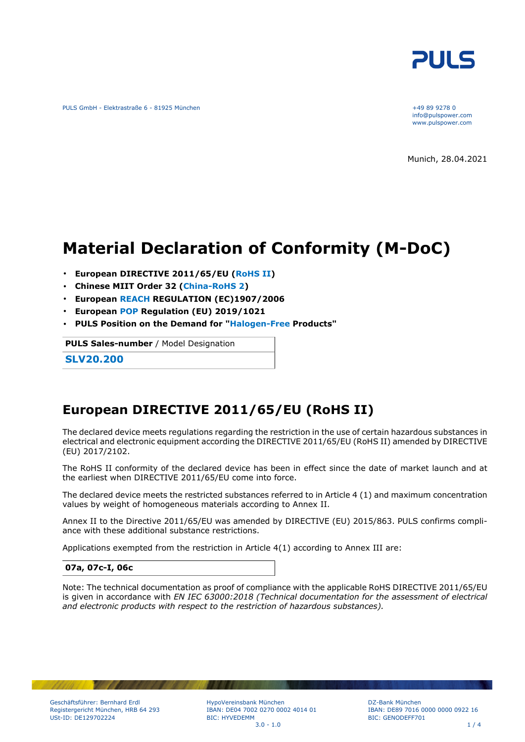PULS

PULS GmbH - Elektrastraße 6 - 81925 München

+49 89 9278 0
info@pulspower.com
www.pulspower.com

Munich, 28.04.2021

# Material Declaration of Conformity (M-DoC)

- **European DIRECTIVE 2011/65/EU (RoHS II)**
- **Chinese MIIT Order 32 (China-RoHS 2)**
- **European REACH REGULATION (EC)1907/2006**
- **European POP Regulation (EU) 2019/1021**
- **PULS Position on the Demand for "Halogen-Free Products"**

| **PULS Sales-number** / Model Designation |
|---|
| **SLV20.200** |

## European DIRECTIVE 2011/65/EU (RoHS II)

The declared device meets regulations regarding the restriction in the use of certain hazardous substances in electrical and electronic equipment according the DIRECTIVE 2011/65/EU (RoHS II) amended by DIRECTIVE (EU) 2017/2102.

The RoHS II conformity of the declared device has been in effect since the date of market launch and at the earliest when DIRECTIVE 2011/65/EU come into force.

The declared device meets the restricted substances referred to in Article 4 (1) and maximum concentration values by weight of homogeneous materials according to Annex II.

Annex II to the Directive 2011/65/EU was amended by DIRECTIVE (EU) 2015/863. PULS confirms compliance with these additional substance restrictions.

Applications exempted from the restriction in Article 4(1) according to Annex III are:

| **07a, 07c-I, 06c** |
|---|

Note: The technical documentation as proof of compliance with the applicable RoHS DIRECTIVE 2011/65/EU is given in accordance with *EN IEC 63000:2018 (Technical documentation for the assessment of electrical and electronic products with respect to the restriction of hazardous substances).*

Geschäftsführer: Bernhard Erdl
Registergericht München, HRB 64 293
USt-ID: DE129702224

HypoVereinsbank München
IBAN: DE04 7002 0270 0002 4014 01
BIC: HYVEDEMM

DZ-Bank München
IBAN: DE89 7016 0000 0000 0922 16
BIC: GENODEFF701

3.0 - 1.0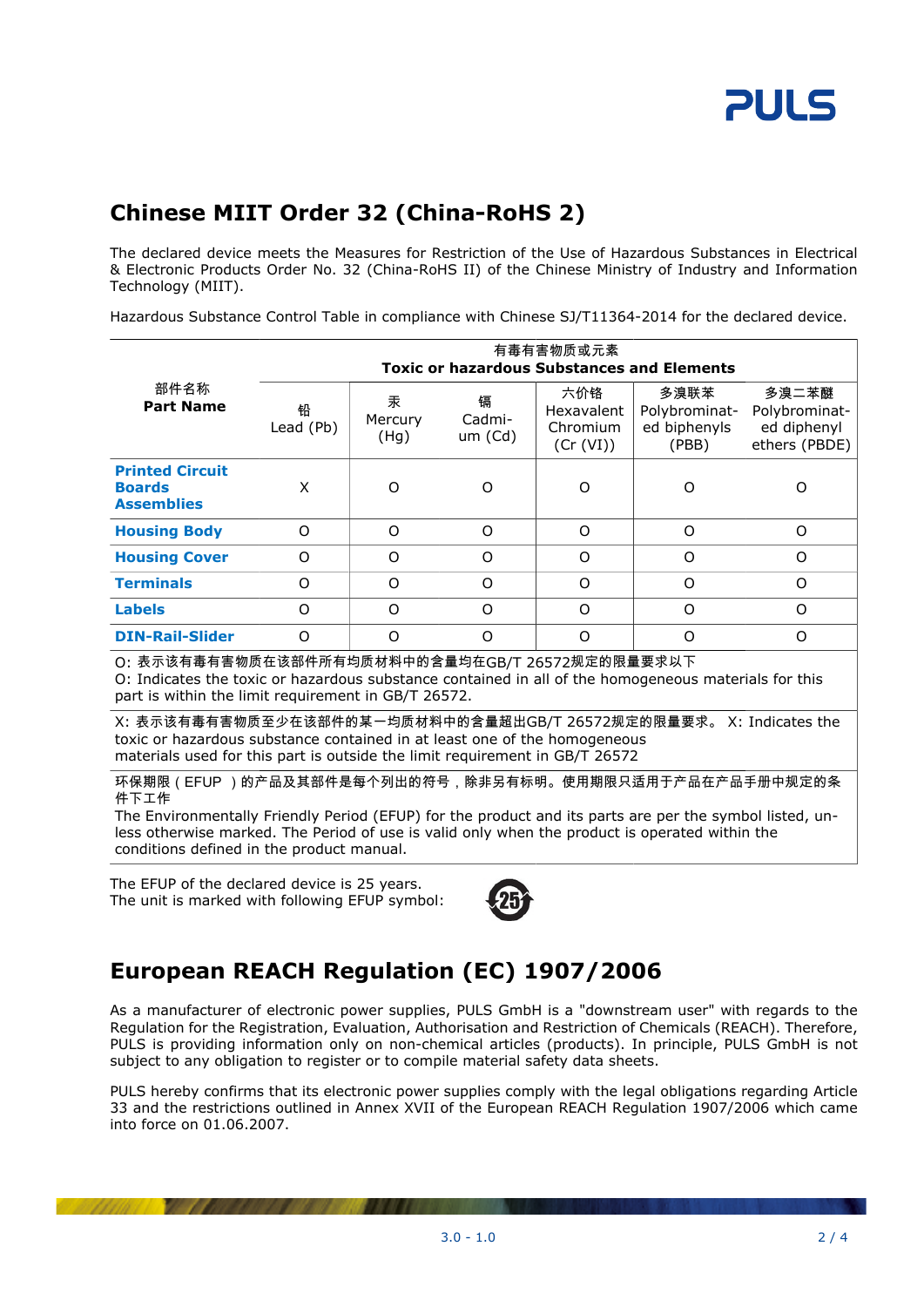## Chinese MIIT Order 32 (China-RoHS 2)

The declared device meets the Measures for Restriction of the Use of Hazardous Substances in Electrical & Electronic Products Order No. 32 (China-RoHS II) of the Chinese Ministry of Industry and Information Technology (MIIT).

Hazardous Substance Control Table in compliance with Chinese SJ/T11364-2014 for the declared device.

| 部件名称 **Part Name** | 有毒有害物质或元素 **Toxic or hazardous Substances and Elements** | | | | | |
|---|---|---|---|---|---|---|
| | 铅 Lead (Pb) | 汞 Mercury (Hg) | 镉 Cadmium (Cd) | 六价铬 Hexavalent Chromium (Cr (VI)) | 多溴联苯 Polybrominated biphenyls (PBB) | 多溴二苯醚 Polybrominated diphenyl ethers (PBDE) |
| **Printed Circuit Boards Assemblies** | X | O | O | O | O | O |
| **Housing Body** | O | O | O | O | O | O |
| **Housing Cover** | O | O | O | O | O | O |
| **Terminals** | O | O | O | O | O | O |
| **Labels** | O | O | O | O | O | O |
| **DIN-Rail-Slider** | O | O | O | O | O | O |

O: 表示该有毒有害物质在该部件所有均质材料中的含量均在GB/T 26572规定的限量要求以下
O: Indicates the toxic or hazardous substance contained in all of the homogeneous materials for this part is within the limit requirement in GB/T 26572.

X: 表示该有毒有害物质至少在该部件的某一均质材料中的含量超出GB/T 26572规定的限量要求。 X: Indicates the toxic or hazardous substance contained in at least one of the homogeneous materials used for this part is outside the limit requirement in GB/T 26572

环保期限（EFUP ）的产品及其部件是每个列出的符号，除非另有标明。使用期限只适用于产品在产品手册中规定的条件下工作
The Environmentally Friendly Period (EFUP) for the product and its parts are per the symbol listed, unless otherwise marked. The Period of use is valid only when the product is operated within the conditions defined in the product manual.

The EFUP of the declared device is 25 years.
The unit is marked with following EFUP symbol:

## European REACH Regulation (EC) 1907/2006

As a manufacturer of electronic power supplies, PULS GmbH is a "downstream user" with regards to the Regulation for the Registration, Evaluation, Authorisation and Restriction of Chemicals (REACH). Therefore, PULS is providing information only on non-chemical articles (products). In principle, PULS GmbH is not subject to any obligation to register or to compile material safety data sheets.

PULS hereby confirms that its electronic power supplies comply with the legal obligations regarding Article 33 and the restrictions outlined in Annex XVII of the European REACH Regulation 1907/2006 which came into force on 01.06.2007.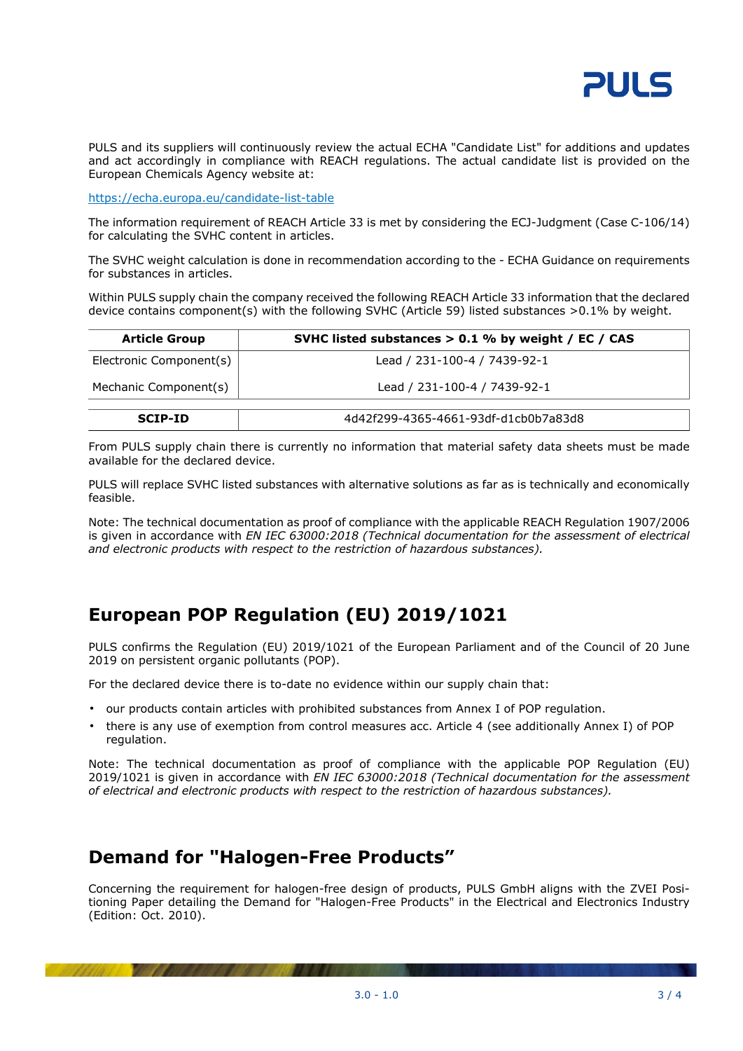PULS and its suppliers will continuously review the actual ECHA "Candidate List" for additions and updates and act accordingly in compliance with REACH regulations. The actual candidate list is provided on the European Chemicals Agency website at:

https://echa.europa.eu/candidate-list-table

The information requirement of REACH Article 33 is met by considering the ECJ-Judgment (Case C-106/14) for calculating the SVHC content in articles.

The SVHC weight calculation is done in recommendation according to the - ECHA Guidance on requirements for substances in articles.

Within PULS supply chain the company received the following REACH Article 33 information that the declared device contains component(s) with the following SVHC (Article 59) listed substances >0.1% by weight.

| Article Group | SVHC listed substances > 0.1 % by weight / EC / CAS |
|---|---|
| Electronic Component(s) | Lead / 231-100-4 / 7439-92-1 |
| Mechanic Component(s) | Lead / 231-100-4 / 7439-92-1 |

| **SCIP-ID** | 4d42f299-4365-4661-93df-d1cb0b7a83d8 |
|---|---|

From PULS supply chain there is currently no information that material safety data sheets must be made available for the declared device.

PULS will replace SVHC listed substances with alternative solutions as far as is technically and economically feasible.

Note: The technical documentation as proof of compliance with the applicable REACH Regulation 1907/2006 is given in accordance with *EN IEC 63000:2018 (Technical documentation for the assessment of electrical and electronic products with respect to the restriction of hazardous substances).*

## European POP Regulation (EU) 2019/1021

PULS confirms the Regulation (EU) 2019/1021 of the European Parliament and of the Council of 20 June 2019 on persistent organic pollutants (POP).

For the declared device there is to-date no evidence within our supply chain that:

- our products contain articles with prohibited substances from Annex I of POP regulation.
- there is any use of exemption from control measures acc. Article 4 (see additionally Annex I) of POP regulation.

Note: The technical documentation as proof of compliance with the applicable POP Regulation (EU) 2019/1021 is given in accordance with *EN IEC 63000:2018 (Technical documentation for the assessment of electrical and electronic products with respect to the restriction of hazardous substances).*

## Demand for "Halogen-Free Products”

Concerning the requirement for halogen-free design of products, PULS GmbH aligns with the ZVEI Positioning Paper detailing the Demand for "Halogen-Free Products" in the Electrical and Electronics Industry (Edition: Oct. 2010).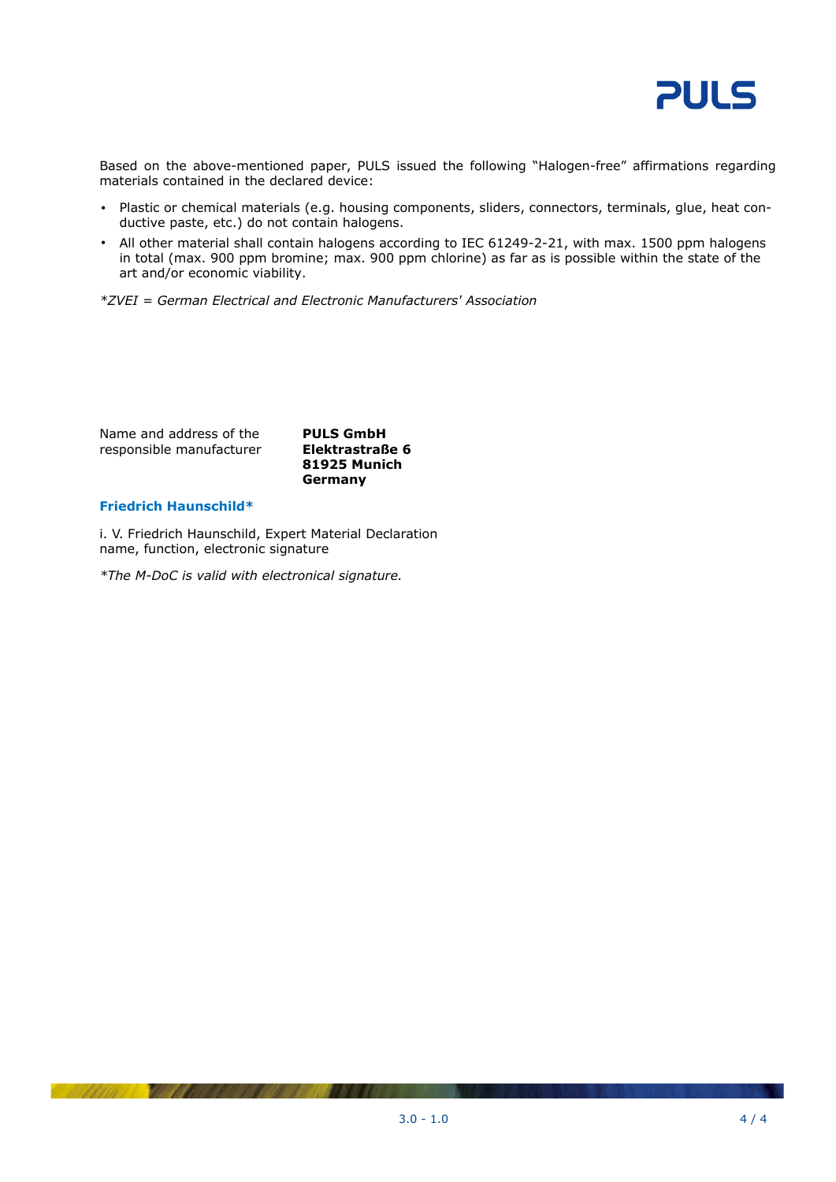Based on the above-mentioned paper, PULS issued the following "Halogen-free" affirmations regarding materials contained in the declared device:

- Plastic or chemical materials (e.g. housing components, sliders, connectors, terminals, glue, heat conductive paste, etc.) do not contain halogens.
- All other material shall contain halogens according to IEC 61249-2-21, with max. 1500 ppm halogens in total (max. 900 ppm bromine; max. 900 ppm chlorine) as far as is possible within the state of the art and/or economic viability.

*\*ZVEI = German Electrical and Electronic Manufacturers' Association*

| | |
|---|---|
| Name and address of the responsible manufacturer | **PULS GmbH**<br>**Elektrastraße 6**<br>**81925 Munich**<br>**Germany** |

**Friedrich Haunschild\***

i. V. Friedrich Haunschild, Expert Material Declaration
name, function, electronic signature

*\*The M-DoC is valid with electronical signature.*

3.0 - 1.0